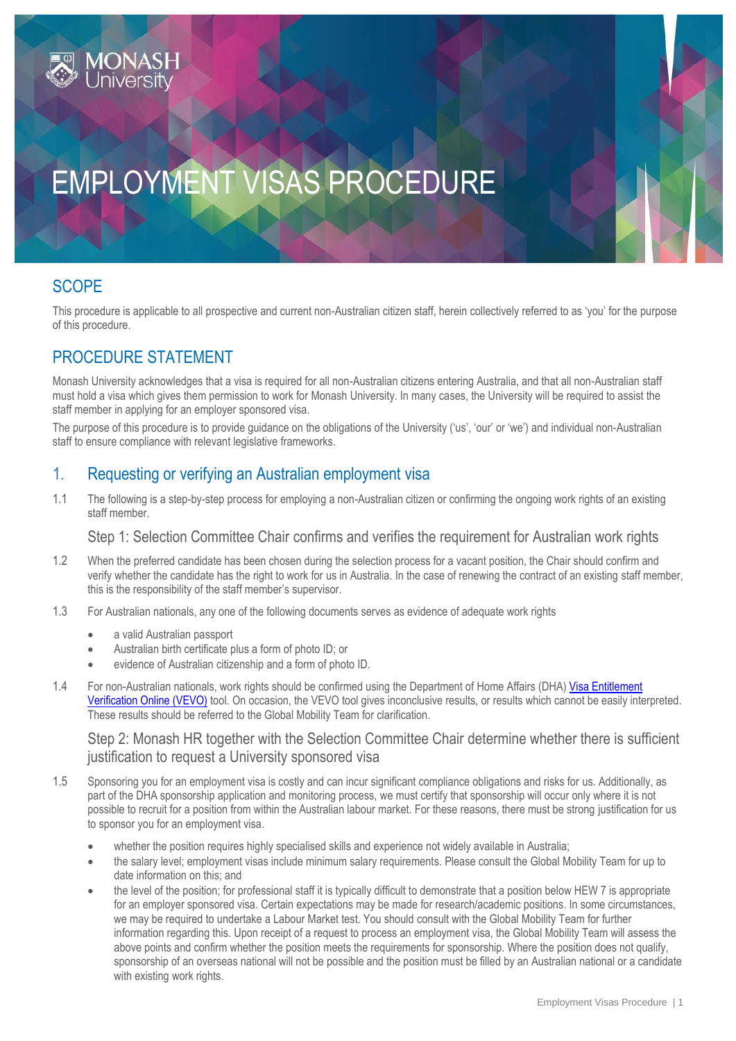# EMPLOYMENT VISAS PROCEDURE

## SCOPE

This procedure is applicable to all prospective and current non-Australian citizen staff, herein collectively referred to as 'you' for the purpose of this procedure.

## PROCEDURE STATEMENT

Monash University acknowledges that a visa is required for all non-Australian citizens entering Australia, and that all non-Australian staff must hold a visa which gives them permission to work for Monash University. In many cases, the University will be required to assist the staff member in applying for an employer sponsored visa.

The purpose of this procedure is to provide guidance on the obligations of the University ('us', 'our' or 'we') and individual non-Australian staff to ensure compliance with relevant legislative frameworks.

## 1. Requesting or verifying an Australian employment visa

1.1 The following is a step-by-step process for employing a non-Australian citizen or confirming the ongoing work rights of an existing staff member.

### Step 1: Selection Committee Chair confirms and verifies the requirement for Australian work rights

1.2 When the preferred candidate has been chosen during the selection process for a vacant position, the Chair should confirm and verify whether the candidate has the right to work for us in Australia. In the case of renewing the contract of an existing staff member, this is the responsibility of the staff member's supervisor.

1.3 For Australian nationals, any one of the following documents serves as evidence of adequate work rights

- a valid Australian passport
- Australian birth certificate plus a form of photo ID; or
- evidence of Australian citizenship and a form of photo ID.

1.4 For non-Australian nationals, work rights should be confirmed using the Department of Home Affairs (DHA) Visa Entitlement Verification Online (VEVO) tool. On occasion, the VEVO tool gives inconclusive results, or results which cannot be easily interpreted. These results should be referred to the Global Mobility Team for clarification.

### Step 2: Monash HR together with the Selection Committee Chair determine whether there is sufficient justification to request a University sponsored visa

1.5 Sponsoring you for an employment visa is costly and can incur significant compliance obligations and risks for us. Additionally, as part of the DHA sponsorship application and monitoring process, we must certify that sponsorship will occur only where it is not possible to recruit for a position from within the Australian labour market. For these reasons, there must be strong justification for us to sponsor you for an employment visa.

- whether the position requires highly specialised skills and experience not widely available in Australia;
- the salary level; employment visas include minimum salary requirements. Please consult the Global Mobility Team for up to date information on this; and
- the level of the position; for professional staff it is typically difficult to demonstrate that a position below HEW 7 is appropriate for an employer sponsored visa. Certain expectations may be made for research/academic positions. In some circumstances, we may be required to undertake a Labour Market test. You should consult with the Global Mobility Team for further information regarding this. Upon receipt of a request to process an employment visa, the Global Mobility Team will assess the above points and confirm whether the position meets the requirements for sponsorship. Where the position does not qualify, sponsorship of an overseas national will not be possible and the position must be filled by an Australian national or a candidate with existing work rights.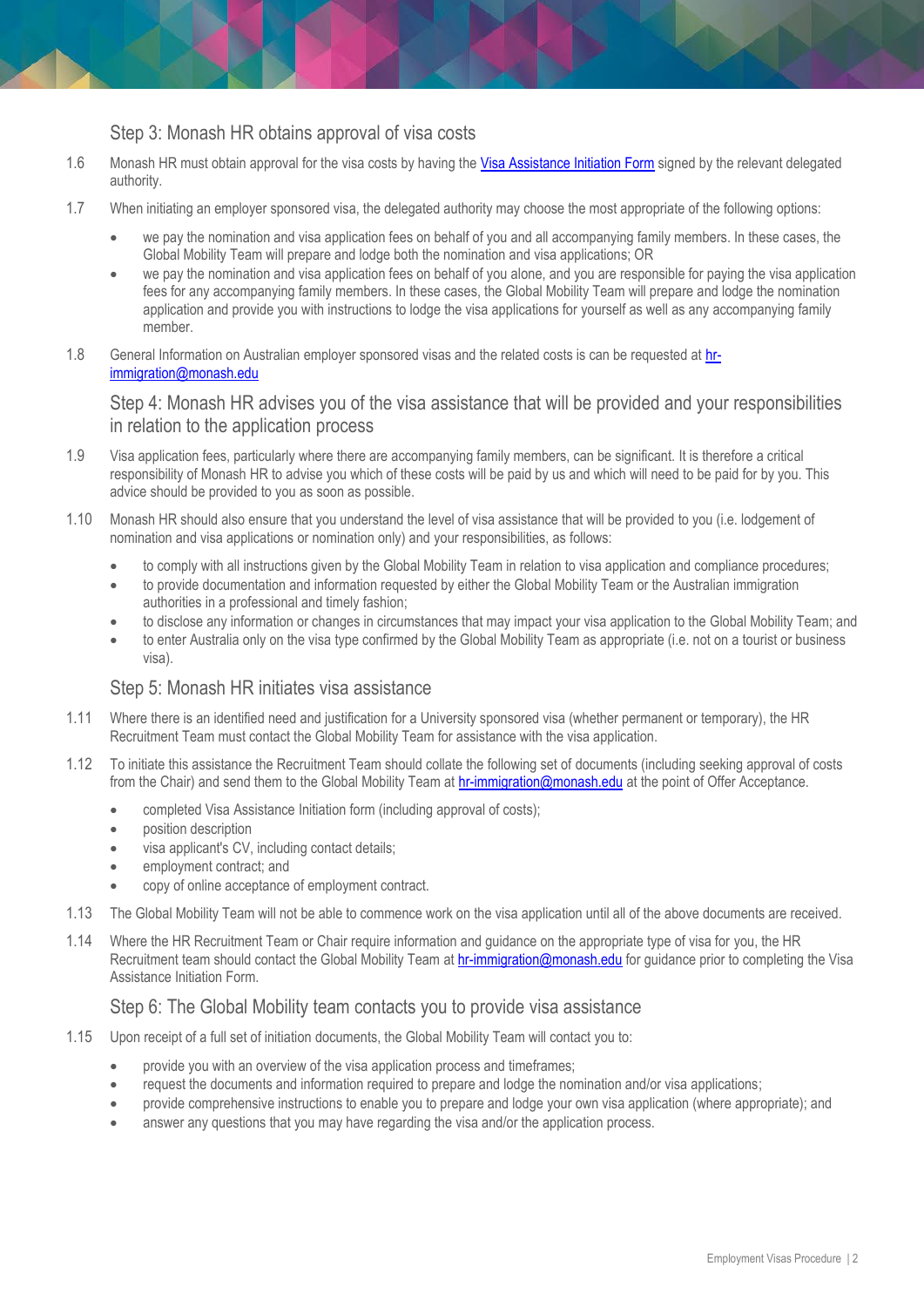### Step 3: Monash HR obtains approval of visa costs

1.6 Monash HR must obtain approval for the visa costs by having the [Visa Assistance Initiation Form]() signed by the relevant delegated authority.

1.7 When initiating an employer sponsored visa, the delegated authority may choose the most appropriate of the following options:

- we pay the nomination and visa application fees on behalf of you and all accompanying family members. In these cases, the Global Mobility Team will prepare and lodge both the nomination and visa applications; OR
- we pay the nomination and visa application fees on behalf of you alone, and you are responsible for paying the visa application fees for any accompanying family members. In these cases, the Global Mobility Team will prepare and lodge the nomination application and provide you with instructions to lodge the visa applications for yourself as well as any accompanying family member.

1.8 General Information on Australian employer sponsored visas and the related costs is can be requested at [hr-immigration@monash.edu](mailto:hr-immigration@monash.edu)

### Step 4: Monash HR advises you of the visa assistance that will be provided and your responsibilities in relation to the application process

1.9 Visa application fees, particularly where there are accompanying family members, can be significant. It is therefore a critical responsibility of Monash HR to advise you which of these costs will be paid by us and which will need to be paid for by you. This advice should be provided to you as soon as possible.

1.10 Monash HR should also ensure that you understand the level of visa assistance that will be provided to you (i.e. lodgement of nomination and visa applications or nomination only) and your responsibilities, as follows:

- to comply with all instructions given by the Global Mobility Team in relation to visa application and compliance procedures;
- to provide documentation and information requested by either the Global Mobility Team or the Australian immigration authorities in a professional and timely fashion;
- to disclose any information or changes in circumstances that may impact your visa application to the Global Mobility Team; and
- to enter Australia only on the visa type confirmed by the Global Mobility Team as appropriate (i.e. not on a tourist or business visa).

### Step 5: Monash HR initiates visa assistance

1.11 Where there is an identified need and justification for a University sponsored visa (whether permanent or temporary), the HR Recruitment Team must contact the Global Mobility Team for assistance with the visa application.

1.12 To initiate this assistance the Recruitment Team should collate the following set of documents (including seeking approval of costs from the Chair) and send them to the Global Mobility Team at [hr-immigration@monash.edu](mailto:hr-immigration@monash.edu) at the point of Offer Acceptance.

- completed Visa Assistance Initiation form (including approval of costs);
- position description
- visa applicant's CV, including contact details;
- employment contract; and
- copy of online acceptance of employment contract.

1.13 The Global Mobility Team will not be able to commence work on the visa application until all of the above documents are received.

1.14 Where the HR Recruitment Team or Chair require information and guidance on the appropriate type of visa for you, the HR Recruitment team should contact the Global Mobility Team at [hr-immigration@monash.edu](mailto:hr-immigration@monash.edu) for guidance prior to completing the Visa Assistance Initiation Form.

### Step 6: The Global Mobility team contacts you to provide visa assistance

1.15 Upon receipt of a full set of initiation documents, the Global Mobility Team will contact you to:

- provide you with an overview of the visa application process and timeframes;
- request the documents and information required to prepare and lodge the nomination and/or visa applications;
- provide comprehensive instructions to enable you to prepare and lodge your own visa application (where appropriate); and
- answer any questions that you may have regarding the visa and/or the application process.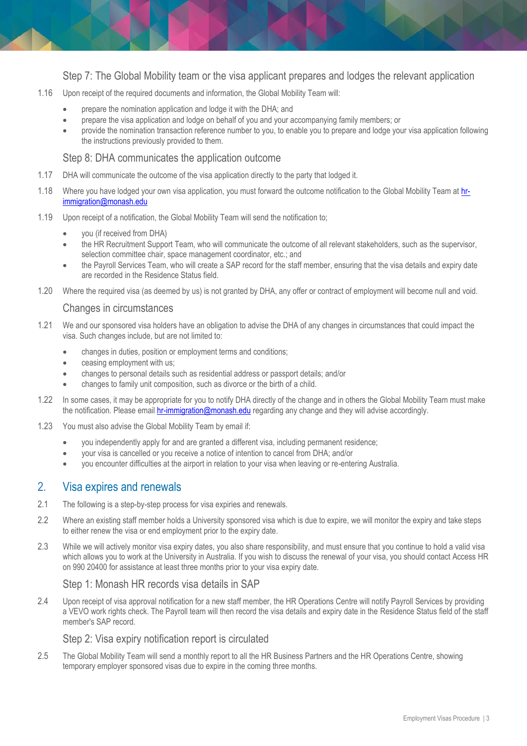### Step 7: The Global Mobility team or the visa applicant prepares and lodges the relevant application

1.16 Upon receipt of the required documents and information, the Global Mobility Team will:

- prepare the nomination application and lodge it with the DHA; and
- prepare the visa application and lodge on behalf of you and your accompanying family members; or
- provide the nomination transaction reference number to you, to enable you to prepare and lodge your visa application following the instructions previously provided to them.

### Step 8: DHA communicates the application outcome

1.17 DHA will communicate the outcome of the visa application directly to the party that lodged it.

1.18 Where you have lodged your own visa application, you must forward the outcome notification to the Global Mobility Team at hr-immigration@monash.edu

1.19 Upon receipt of a notification, the Global Mobility Team will send the notification to;

- you (if received from DHA)
- the HR Recruitment Support Team, who will communicate the outcome of all relevant stakeholders, such as the supervisor, selection committee chair, space management coordinator, etc.; and
- the Payroll Services Team, who will create a SAP record for the staff member, ensuring that the visa details and expiry date are recorded in the Residence Status field.

1.20 Where the required visa (as deemed by us) is not granted by DHA, any offer or contract of employment will become null and void.

### Changes in circumstances

1.21 We and our sponsored visa holders have an obligation to advise the DHA of any changes in circumstances that could impact the visa. Such changes include, but are not limited to:

- changes in duties, position or employment terms and conditions;
- ceasing employment with us;
- changes to personal details such as residential address or passport details; and/or
- changes to family unit composition, such as divorce or the birth of a child.

1.22 In some cases, it may be appropriate for you to notify DHA directly of the change and in others the Global Mobility Team must make the notification. Please email hr-immigration@monash.edu regarding any change and they will advise accordingly.

1.23 You must also advise the Global Mobility Team by email if:

- you independently apply for and are granted a different visa, including permanent residence;
- your visa is cancelled or you receive a notice of intention to cancel from DHA; and/or
- you encounter difficulties at the airport in relation to your visa when leaving or re-entering Australia.

## 2. Visa expires and renewals

2.1 The following is a step-by-step process for visa expiries and renewals.

2.2 Where an existing staff member holds a University sponsored visa which is due to expire, we will monitor the expiry and take steps to either renew the visa or end employment prior to the expiry date.

2.3 While we will actively monitor visa expiry dates, you also share responsibility, and must ensure that you continue to hold a valid visa which allows you to work at the University in Australia. If you wish to discuss the renewal of your visa, you should contact Access HR on 990 20400 for assistance at least three months prior to your visa expiry date.

### Step 1: Monash HR records visa details in SAP

2.4 Upon receipt of visa approval notification for a new staff member, the HR Operations Centre will notify Payroll Services by providing a VEVO work rights check. The Payroll team will then record the visa details and expiry date in the Residence Status field of the staff member's SAP record.

### Step 2: Visa expiry notification report is circulated

2.5 The Global Mobility Team will send a monthly report to all the HR Business Partners and the HR Operations Centre, showing temporary employer sponsored visas due to expire in the coming three months.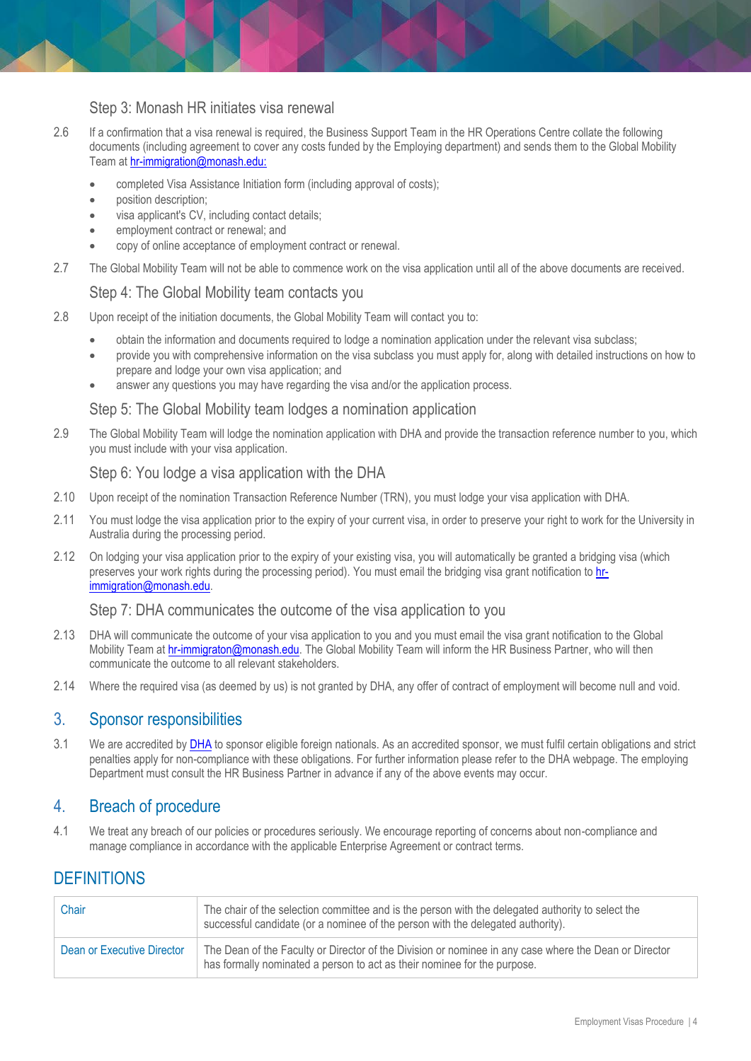### Step 3: Monash HR initiates visa renewal

2.6 If a confirmation that a visa renewal is required, the Business Support Team in the HR Operations Centre collate the following documents (including agreement to cover any costs funded by the Employing department) and sends them to the Global Mobility Team at hr-immigration@monash.edu:

- completed Visa Assistance Initiation form (including approval of costs);
- position description;
- visa applicant's CV, including contact details;
- employment contract or renewal; and
- copy of online acceptance of employment contract or renewal.

2.7 The Global Mobility Team will not be able to commence work on the visa application until all of the above documents are received.

### Step 4: The Global Mobility team contacts you

2.8 Upon receipt of the initiation documents, the Global Mobility Team will contact you to:

- obtain the information and documents required to lodge a nomination application under the relevant visa subclass;
- provide you with comprehensive information on the visa subclass you must apply for, along with detailed instructions on how to prepare and lodge your own visa application; and
- answer any questions you may have regarding the visa and/or the application process.

### Step 5: The Global Mobility team lodges a nomination application

2.9 The Global Mobility Team will lodge the nomination application with DHA and provide the transaction reference number to you, which you must include with your visa application.

### Step 6: You lodge a visa application with the DHA

2.10 Upon receipt of the nomination Transaction Reference Number (TRN), you must lodge your visa application with DHA.

2.11 You must lodge the visa application prior to the expiry of your current visa, in order to preserve your right to work for the University in Australia during the processing period.

2.12 On lodging your visa application prior to the expiry of your existing visa, you will automatically be granted a bridging visa (which preserves your work rights during the processing period). You must email the bridging visa grant notification to hr-immigration@monash.edu.

### Step 7: DHA communicates the outcome of the visa application to you

2.13 DHA will communicate the outcome of your visa application to you and you must email the visa grant notification to the Global Mobility Team at hr-immigraton@monash.edu. The Global Mobility Team will inform the HR Business Partner, who will then communicate the outcome to all relevant stakeholders.

2.14 Where the required visa (as deemed by us) is not granted by DHA, any offer of contract of employment will become null and void.

## 3. Sponsor responsibilities

3.1 We are accredited by DHA to sponsor eligible foreign nationals. As an accredited sponsor, we must fulfil certain obligations and strict penalties apply for non-compliance with these obligations. For further information please refer to the DHA webpage. The employing Department must consult the HR Business Partner in advance if any of the above events may occur.

## 4. Breach of procedure

4.1 We treat any breach of our policies or procedures seriously. We encourage reporting of concerns about non-compliance and manage compliance in accordance with the applicable Enterprise Agreement or contract terms.

## DEFINITIONS

| Term | Definition |
|---|---|
| Chair | The chair of the selection committee and is the person with the delegated authority to select the successful candidate (or a nominee of the person with the delegated authority). |
| Dean or Executive Director | The Dean of the Faculty or Director of the Division or nominee in any case where the Dean or Director has formally nominated a person to act as their nominee for the purpose. |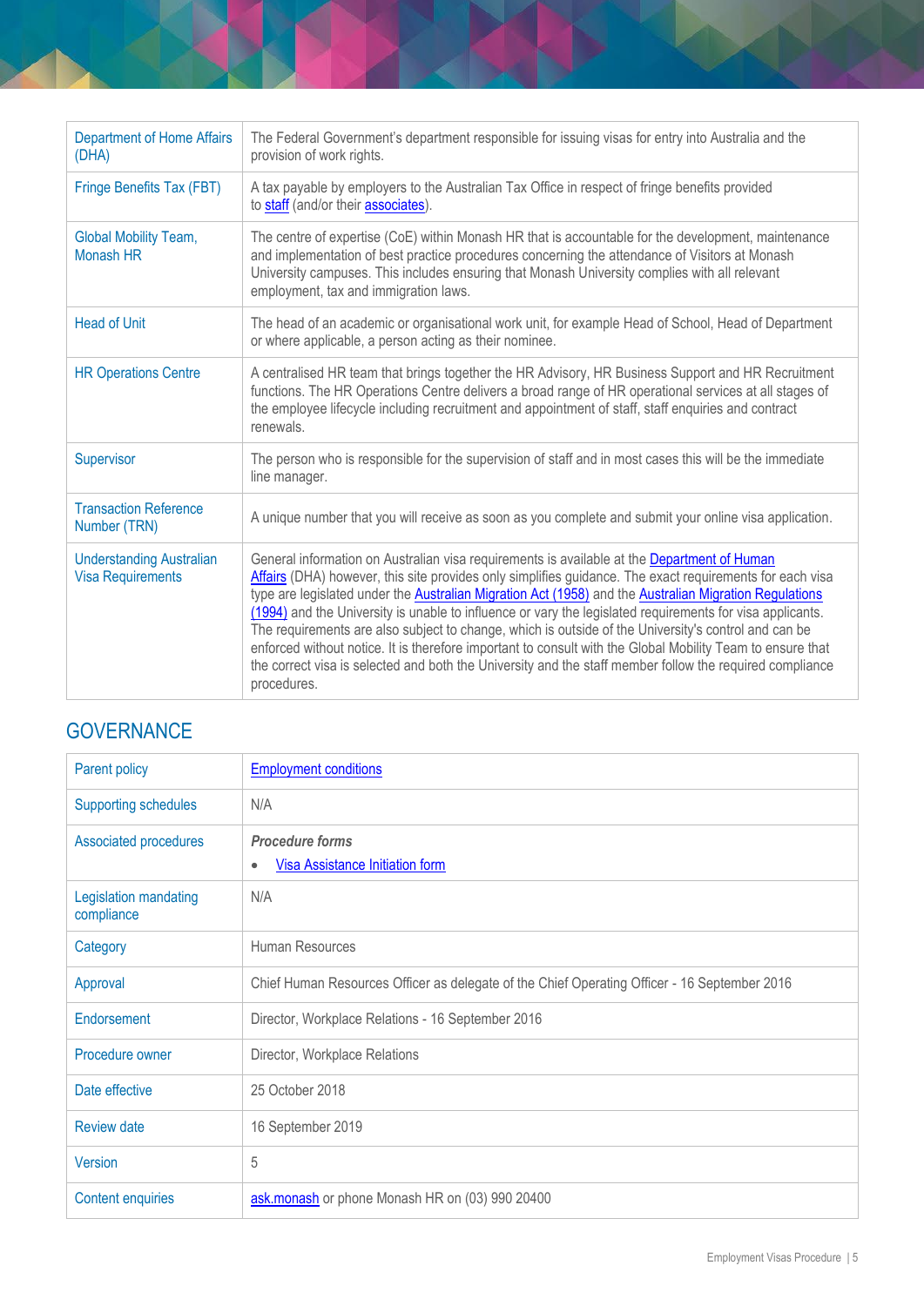| | |
|---|---|
| Department of Home Affairs (DHA) | The Federal Government's department responsible for issuing visas for entry into Australia and the provision of work rights. |
| Fringe Benefits Tax (FBT) | A tax payable by employers to the Australian Tax Office in respect of fringe benefits provided to staff (and/or their associates). |
| Global Mobility Team, Monash HR | The centre of expertise (CoE) within Monash HR that is accountable for the development, maintenance and implementation of best practice procedures concerning the attendance of Visitors at Monash University campuses. This includes ensuring that Monash University complies with all relevant employment, tax and immigration laws. |
| Head of Unit | The head of an academic or organisational work unit, for example Head of School, Head of Department or where applicable, a person acting as their nominee. |
| HR Operations Centre | A centralised HR team that brings together the HR Advisory, HR Business Support and HR Recruitment functions. The HR Operations Centre delivers a broad range of HR operational services at all stages of the employee lifecycle including recruitment and appointment of staff, staff enquiries and contract renewals. |
| Supervisor | The person who is responsible for the supervision of staff and in most cases this will be the immediate line manager. |
| Transaction Reference Number (TRN) | A unique number that you will receive as soon as you complete and submit your online visa application. |
| Understanding Australian Visa Requirements | General information on Australian visa requirements is available at the Department of Human Affairs (DHA) however, this site provides only simplifies guidance. The exact requirements for each visa type are legislated under the Australian Migration Act (1958) and the Australian Migration Regulations (1994) and the University is unable to influence or vary the legislated requirements for visa applicants. The requirements are also subject to change, which is outside of the University's control and can be enforced without notice. It is therefore important to consult with the Global Mobility Team to ensure that the correct visa is selected and both the University and the staff member follow the required compliance procedures. |

## GOVERNANCE

| | |
|---|---|
| Parent policy | Employment conditions |
| Supporting schedules | N/A |
| Associated procedures | ***Procedure forms***<br>• Visa Assistance Initiation form |
| Legislation mandating compliance | N/A |
| Category | Human Resources |
| Approval | Chief Human Resources Officer as delegate of the Chief Operating Officer - 16 September 2016 |
| Endorsement | Director, Workplace Relations - 16 September 2016 |
| Procedure owner | Director, Workplace Relations |
| Date effective | 25 October 2018 |
| Review date | 16 September 2019 |
| Version | 5 |
| Content enquiries | ask.monash or phone Monash HR on (03) 990 20400 |